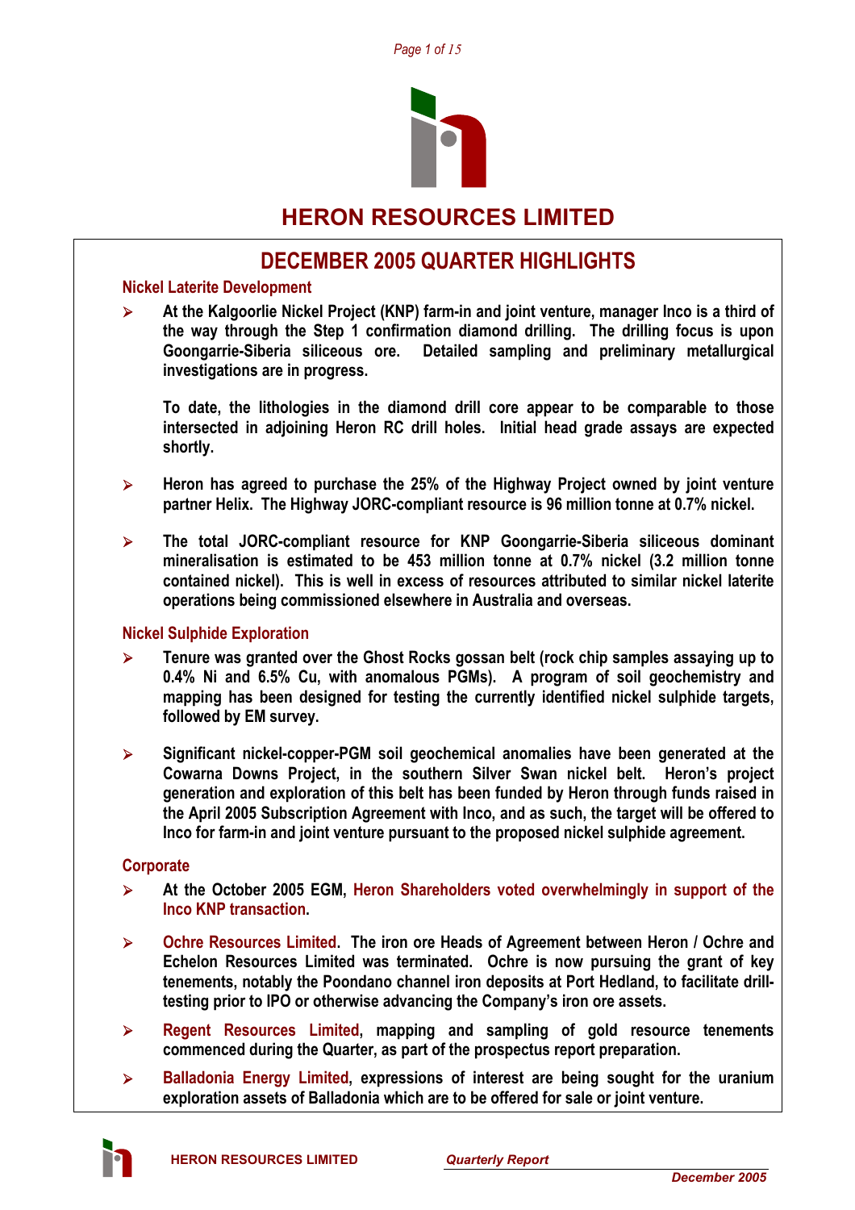# HERON RESOURCES LIMITED

## DECEMBER 2005 QUARTER HIGHLIGHTS

### Nickel Laterite Development

- **At the Kalgoorlie Nickel Project (KNP) farm-in and joint venture, manager Inco is a third of the way through the Step 1 confirmation diamond drilling. The drilling focus is upon Goongarrie-Siberia siliceous ore. Detailed sampling and preliminary metallurgical investigations are in progress.**

  **To date, the lithologies in the diamond drill core appear to be comparable to those intersected in adjoining Heron RC drill holes. Initial head grade assays are expected shortly.**

- **Heron has agreed to purchase the 25% of the Highway Project owned by joint venture partner Helix. The Highway JORC-compliant resource is 96 million tonne at 0.7% nickel.**

- **The total JORC-compliant resource for KNP Goongarrie-Siberia siliceous dominant mineralisation is estimated to be 453 million tonne at 0.7% nickel (3.2 million tonne contained nickel). This is well in excess of resources attributed to similar nickel laterite operations being commissioned elsewhere in Australia and overseas.**

### Nickel Sulphide Exploration

- **Tenure was granted over the Ghost Rocks gossan belt (rock chip samples assaying up to 0.4% Ni and 6.5% Cu, with anomalous PGMs). A program of soil geochemistry and mapping has been designed for testing the currently identified nickel sulphide targets, followed by EM survey.**

- **Significant nickel-copper-PGM soil geochemical anomalies have been generated at the Cowarna Downs Project, in the southern Silver Swan nickel belt. Heron's project generation and exploration of this belt has been funded by Heron through funds raised in the April 2005 Subscription Agreement with Inco, and as such, the target will be offered to Inco for farm-in and joint venture pursuant to the proposed nickel sulphide agreement.**

### Corporate

- **At the October 2005 EGM, Heron Shareholders voted overwhelmingly in support of the Inco KNP transaction.**

- **Ochre Resources Limited. The iron ore Heads of Agreement between Heron / Ochre and Echelon Resources Limited was terminated. Ochre is now pursuing the grant of key tenements, notably the Poondano channel iron deposits at Port Hedland, to facilitate drill-testing prior to IPO or otherwise advancing the Company's iron ore assets.**

- **Regent Resources Limited, mapping and sampling of gold resource tenements commenced during the Quarter, as part of the prospectus report preparation.**

- **Balladonia Energy Limited, expressions of interest are being sought for the uranium exploration assets of Balladonia which are to be offered for sale or joint venture.**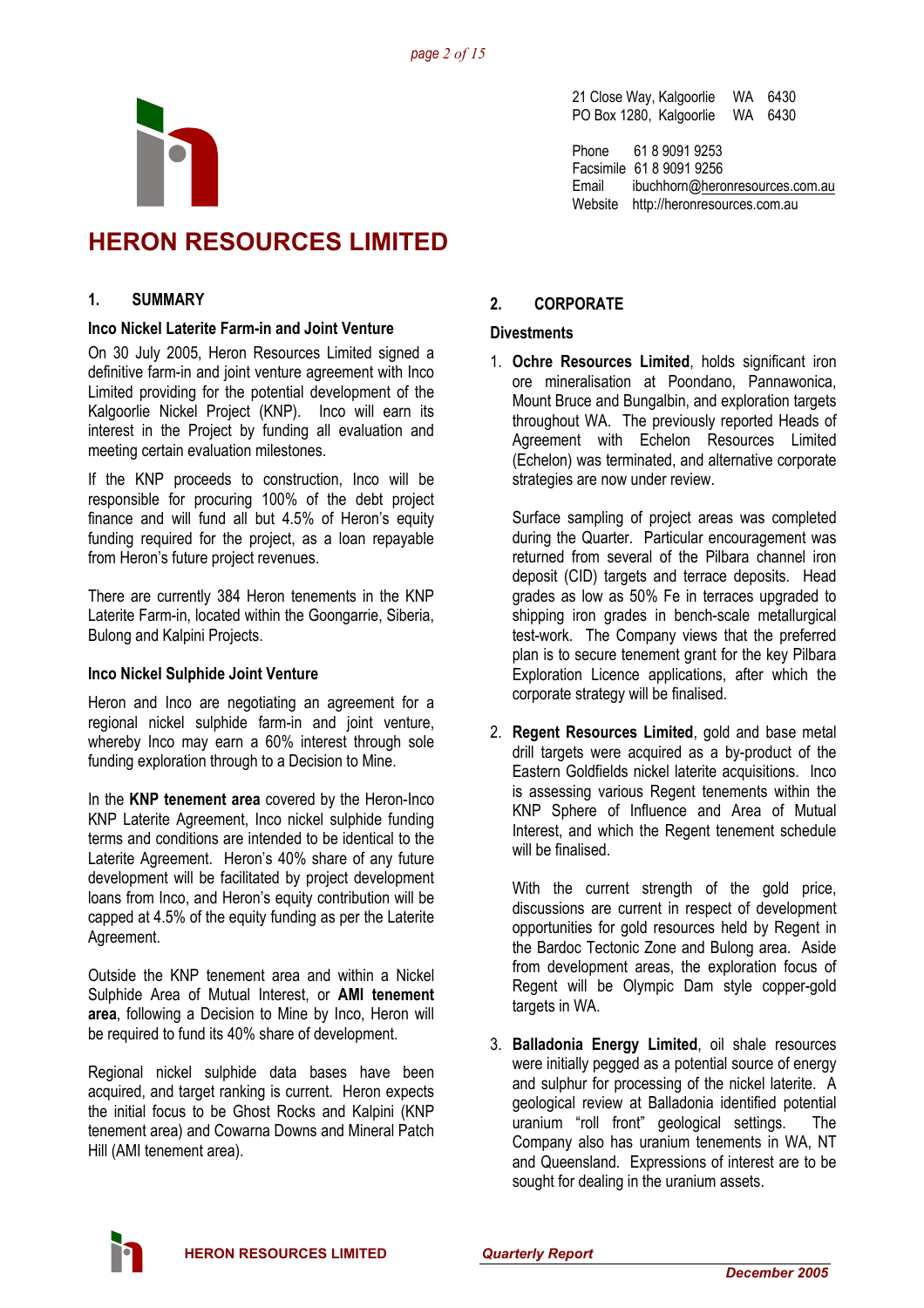# HERON RESOURCES LIMITED

21 Close Way, Kalgoorlie WA 6430
PO Box 1280, Kalgoorlie WA 6430

Phone 61 8 9091 9253
Facsimile 61 8 9091 9256
Email ibuchhorn@heronresources.com.au
Website http://heronresources.com.au

## 1. SUMMARY

### Inco Nickel Laterite Farm-in and Joint Venture

On 30 July 2005, Heron Resources Limited signed a definitive farm-in and joint venture agreement with Inco Limited providing for the potential development of the Kalgoorlie Nickel Project (KNP). Inco will earn its interest in the Project by funding all evaluation and meeting certain evaluation milestones.

If the KNP proceeds to construction, Inco will be responsible for procuring 100% of the debt project finance and will fund all but 4.5% of Heron's equity funding required for the project, as a loan repayable from Heron's future project revenues.

There are currently 384 Heron tenements in the KNP Laterite Farm-in, located within the Goongarrie, Siberia, Bulong and Kalpini Projects.

### Inco Nickel Sulphide Joint Venture

Heron and Inco are negotiating an agreement for a regional nickel sulphide farm-in and joint venture, whereby Inco may earn a 60% interest through sole funding exploration through to a Decision to Mine.

In the **KNP tenement area** covered by the Heron-Inco KNP Laterite Agreement, Inco nickel sulphide funding terms and conditions are intended to be identical to the Laterite Agreement. Heron's 40% share of any future development will be facilitated by project development loans from Inco, and Heron's equity contribution will be capped at 4.5% of the equity funding as per the Laterite Agreement.

Outside the KNP tenement area and within a Nickel Sulphide Area of Mutual Interest, or **AMI tenement area**, following a Decision to Mine by Inco, Heron will be required to fund its 40% share of development.

Regional nickel sulphide data bases have been acquired, and target ranking is current. Heron expects the initial focus to be Ghost Rocks and Kalpini (KNP tenement area) and Cowarna Downs and Mineral Patch Hill (AMI tenement area).

## 2. CORPORATE

### Divestments

1. **Ochre Resources Limited**, holds significant iron ore mineralisation at Poondano, Pannawonica, Mount Bruce and Bungalbin, and exploration targets throughout WA. The previously reported Heads of Agreement with Echelon Resources Limited (Echelon) was terminated, and alternative corporate strategies are now under review.

   Surface sampling of project areas was completed during the Quarter. Particular encouragement was returned from several of the Pilbara channel iron deposit (CID) targets and terrace deposits. Head grades as low as 50% Fe in terraces upgraded to shipping iron grades in bench-scale metallurgical test-work. The Company views that the preferred plan is to secure tenement grant for the key Pilbara Exploration Licence applications, after which the corporate strategy will be finalised.

2. **Regent Resources Limited**, gold and base metal drill targets were acquired as a by-product of the Eastern Goldfields nickel laterite acquisitions. Inco is assessing various Regent tenements within the KNP Sphere of Influence and Area of Mutual Interest, and which the Regent tenement schedule will be finalised.

   With the current strength of the gold price, discussions are current in respect of development opportunities for gold resources held by Regent in the Bardoc Tectonic Zone and Bulong area. Aside from development areas, the exploration focus of Regent will be Olympic Dam style copper-gold targets in WA.

3. **Balladonia Energy Limited**, oil shale resources were initially pegged as a potential source of energy and sulphur for processing of the nickel laterite. A geological review at Balladonia identified potential uranium "roll front" geological settings. The Company also has uranium tenements in WA, NT and Queensland. Expressions of interest are to be sought for dealing in the uranium assets.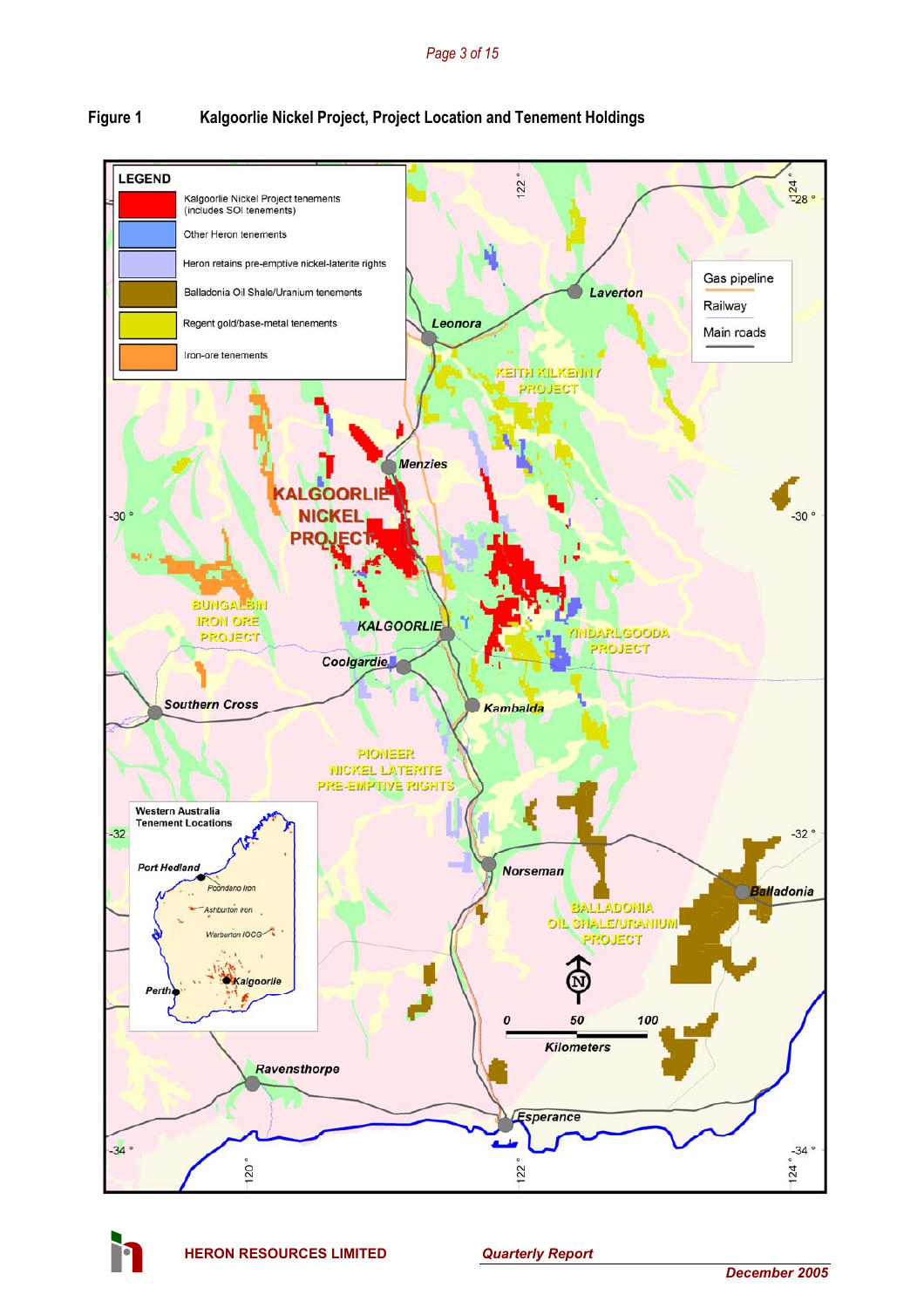**Figure 1 Kalgoorlie Nickel Project, Project Location and Tenement Holdings**

LEGEND

- Kalgoorlie Nickel Project tenements (includes SOI tenements)
- Other Heron tenements
- Heron retains pre-emptive nickel-laterite rights
- Balladonia Oil Shale/Uranium tenements
- Regent gold/base-metal tenements
- Iron-ore tenements

Gas pipeline

Railway

Main roads

Leonora, Laverton, KEITH KILKENNY PROJECT, Menzies, KALGOORLIE NICKEL PROJECT, BUNGALBIN IRON ORE PROJECT, KALGOORLIE, YINDARLGOODA PROJECT, Coolgardie, Southern Cross, Kambalda, PIONEER NICKEL LATERITE PRE-EMPTIVE RIGHTS, Norseman, Balladonia, BALLADONIA OIL SHALE/URANIUM PROJECT, Ravensthorpe, Esperance

Western Australia Tenement Locations: Port Hedland, Poondano Iron, Ashburton Iron, Warburton IOCG, Kalgoorlie, Perth

0 50 100 Kilometers

-28 °, -30 °, -32 °, -34 °, 120 °, 122 °, 124 °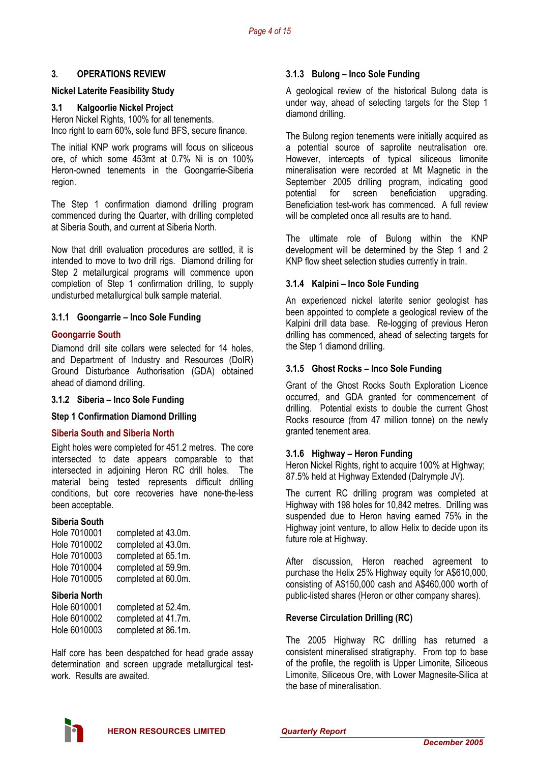## 3. OPERATIONS REVIEW

### Nickel Laterite Feasibility Study

### 3.1 Kalgoorlie Nickel Project

Heron Nickel Rights, 100% for all tenements.
Inco right to earn 60%, sole fund BFS, secure finance.

The initial KNP work programs will focus on siliceous ore, of which some 453mt at 0.7% Ni is on 100% Heron-owned tenements in the Goongarrie-Siberia region.

The Step 1 confirmation diamond drilling program commenced during the Quarter, with drilling completed at Siberia South, and current at Siberia North.

Now that drill evaluation procedures are settled, it is intended to move to two drill rigs. Diamond drilling for Step 2 metallurgical programs will commence upon completion of Step 1 confirmation drilling, to supply undisturbed metallurgical bulk sample material.

#### 3.1.1 Goongarrie – Inco Sole Funding

**Goongarrie South**

Diamond drill site collars were selected for 14 holes, and Department of Industry and Resources (DoIR) Ground Disturbance Authorisation (GDA) obtained ahead of diamond drilling.

#### 3.1.2 Siberia – Inco Sole Funding

**Step 1 Confirmation Diamond Drilling**

**Siberia South and Siberia North**

Eight holes were completed for 451.2 metres. The core intersected to date appears comparable to that intersected in adjoining Heron RC drill holes. The material being tested represents difficult drilling conditions, but core recoveries have none-the-less been acceptable.

**Siberia South**

| | |
|---|---|
| Hole 7010001 | completed at 43.0m. |
| Hole 7010002 | completed at 43.0m. |
| Hole 7010003 | completed at 65.1m. |
| Hole 7010004 | completed at 59.9m. |
| Hole 7010005 | completed at 60.0m. |

**Siberia North**

| | |
|---|---|
| Hole 6010001 | completed at 52.4m. |
| Hole 6010002 | completed at 41.7m. |
| Hole 6010003 | completed at 86.1m. |

Half core has been despatched for head grade assay determination and screen upgrade metallurgical test-work. Results are awaited.

#### 3.1.3 Bulong – Inco Sole Funding

A geological review of the historical Bulong data is under way, ahead of selecting targets for the Step 1 diamond drilling.

The Bulong region tenements were initially acquired as a potential source of saprolite neutralisation ore. However, intercepts of typical siliceous limonite mineralisation were recorded at Mt Magnetic in the September 2005 drilling program, indicating good potential for screen beneficiation upgrading. Beneficiation test-work has commenced. A full review will be completed once all results are to hand.

The ultimate role of Bulong within the KNP development will be determined by the Step 1 and 2 KNP flow sheet selection studies currently in train.

#### 3.1.4 Kalpini – Inco Sole Funding

An experienced nickel laterite senior geologist has been appointed to complete a geological review of the Kalpini drill data base. Re-logging of previous Heron drilling has commenced, ahead of selecting targets for the Step 1 diamond drilling.

#### 3.1.5 Ghost Rocks – Inco Sole Funding

Grant of the Ghost Rocks South Exploration Licence occurred, and GDA granted for commencement of drilling. Potential exists to double the current Ghost Rocks resource (from 47 million tonne) on the newly granted tenement area.

#### 3.1.6 Highway – Heron Funding

Heron Nickel Rights, right to acquire 100% at Highway; 87.5% held at Highway Extended (Dalrymple JV).

The current RC drilling program was completed at Highway with 198 holes for 10,842 metres. Drilling was suspended due to Heron having earned 75% in the Highway joint venture, to allow Helix to decide upon its future role at Highway.

After discussion, Heron reached agreement to purchase the Helix 25% Highway equity for A$610,000, consisting of A$150,000 cash and A$460,000 worth of public-listed shares (Heron or other company shares).

**Reverse Circulation Drilling (RC)**

The 2005 Highway RC drilling has returned a consistent mineralised stratigraphy. From top to base of the profile, the regolith is Upper Limonite, Siliceous Limonite, Siliceous Ore, with Lower Magnesite-Silica at the base of mineralisation.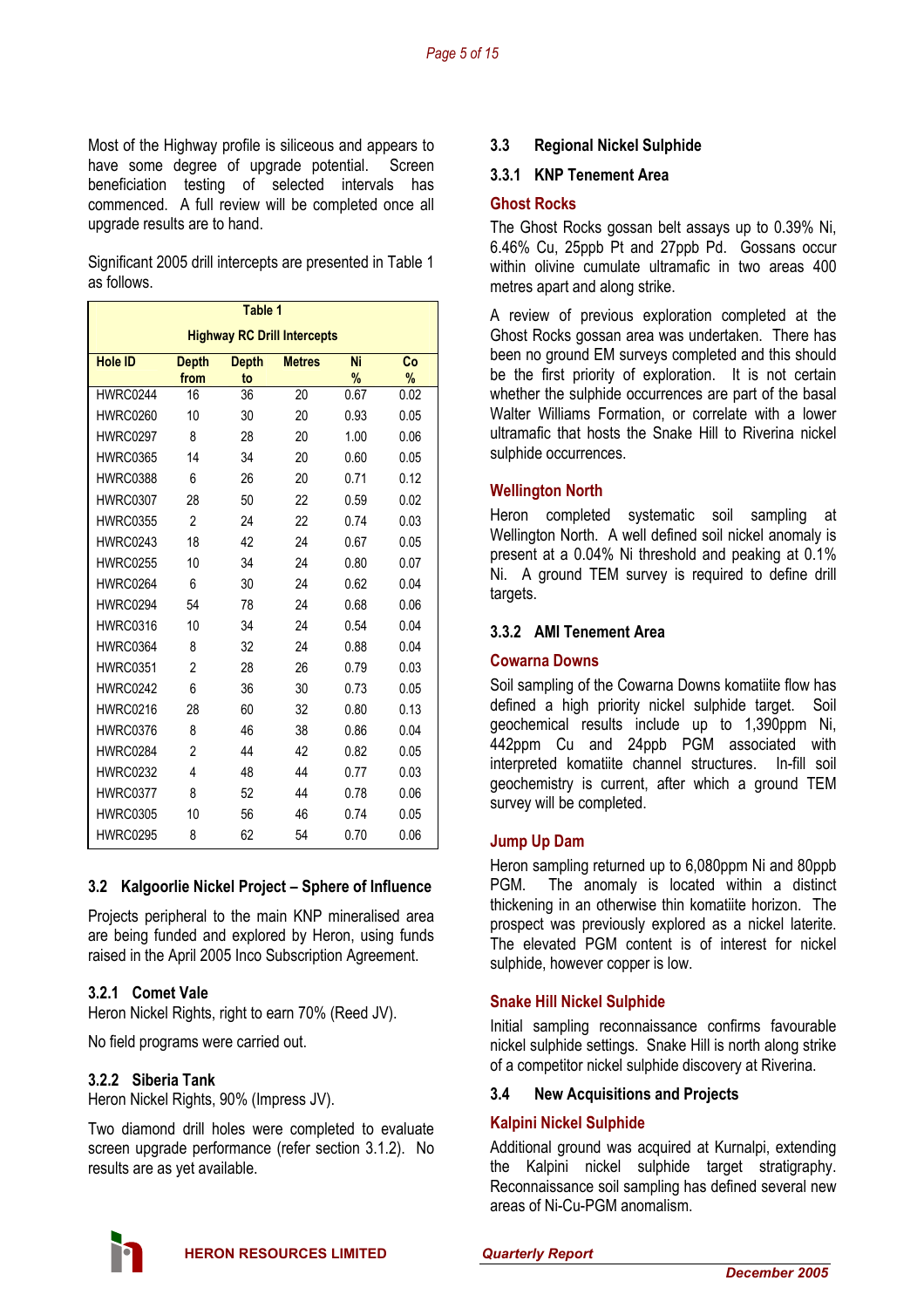Most of the Highway profile is siliceous and appears to have some degree of upgrade potential. Screen beneficiation testing of selected intervals has commenced. A full review will be completed once all upgrade results are to hand.

Significant 2005 drill intercepts are presented in Table 1 as follows.

**Table 1**

**Highway RC Drill Intercepts**

| Hole ID | Depth from | Depth to | Metres | Ni % | Co % |
|---|---|---|---|---|---|
| HWRC0244 | 16 | 36 | 20 | 0.67 | 0.02 |
| HWRC0260 | 10 | 30 | 20 | 0.93 | 0.05 |
| HWRC0297 | 8 | 28 | 20 | 1.00 | 0.06 |
| HWRC0365 | 14 | 34 | 20 | 0.60 | 0.05 |
| HWRC0388 | 6 | 26 | 20 | 0.71 | 0.12 |
| HWRC0307 | 28 | 50 | 22 | 0.59 | 0.02 |
| HWRC0355 | 2 | 24 | 22 | 0.74 | 0.03 |
| HWRC0243 | 18 | 42 | 24 | 0.67 | 0.05 |
| HWRC0255 | 10 | 34 | 24 | 0.80 | 0.07 |
| HWRC0264 | 6 | 30 | 24 | 0.62 | 0.04 |
| HWRC0294 | 54 | 78 | 24 | 0.68 | 0.06 |
| HWRC0316 | 10 | 34 | 24 | 0.54 | 0.04 |
| HWRC0364 | 8 | 32 | 24 | 0.88 | 0.04 |
| HWRC0351 | 2 | 28 | 26 | 0.79 | 0.03 |
| HWRC0242 | 6 | 36 | 30 | 0.73 | 0.05 |
| HWRC0216 | 28 | 60 | 32 | 0.80 | 0.13 |
| HWRC0376 | 8 | 46 | 38 | 0.86 | 0.04 |
| HWRC0284 | 2 | 44 | 42 | 0.82 | 0.05 |
| HWRC0232 | 4 | 48 | 44 | 0.77 | 0.03 |
| HWRC0377 | 8 | 52 | 44 | 0.78 | 0.06 |
| HWRC0305 | 10 | 56 | 46 | 0.74 | 0.05 |
| HWRC0295 | 8 | 62 | 54 | 0.70 | 0.06 |

## 3.2 Kalgoorlie Nickel Project – Sphere of Influence

Projects peripheral to the main KNP mineralised area are being funded and explored by Heron, using funds raised in the April 2005 Inco Subscription Agreement.

### 3.2.1 Comet Vale

Heron Nickel Rights, right to earn 70% (Reed JV).

No field programs were carried out.

### 3.2.2 Siberia Tank

Heron Nickel Rights, 90% (Impress JV).

Two diamond drill holes were completed to evaluate screen upgrade performance (refer section 3.1.2). No results are as yet available.

## 3.3 Regional Nickel Sulphide

### 3.3.1 KNP Tenement Area

#### Ghost Rocks

The Ghost Rocks gossan belt assays up to 0.39% Ni, 6.46% Cu, 25ppb Pt and 27ppb Pd. Gossans occur within olivine cumulate ultramafic in two areas 400 metres apart and along strike.

A review of previous exploration completed at the Ghost Rocks gossan area was undertaken. There has been no ground EM surveys completed and this should be the first priority of exploration. It is not certain whether the sulphide occurrences are part of the basal Walter Williams Formation, or correlate with a lower ultramafic that hosts the Snake Hill to Riverina nickel sulphide occurrences.

#### Wellington North

Heron completed systematic soil sampling at Wellington North. A well defined soil nickel anomaly is present at a 0.04% Ni threshold and peaking at 0.1% Ni. A ground TEM survey is required to define drill targets.

### 3.3.2 AMI Tenement Area

#### Cowarna Downs

Soil sampling of the Cowarna Downs komatiite flow has defined a high priority nickel sulphide target. Soil geochemical results include up to 1,390ppm Ni, 442ppm Cu and 24ppb PGM associated with interpreted komatiite channel structures. In-fill soil geochemistry is current, after which a ground TEM survey will be completed.

#### Jump Up Dam

Heron sampling returned up to 6,080ppm Ni and 80ppb PGM. The anomaly is located within a distinct thickening in an otherwise thin komatiite horizon. The prospect was previously explored as a nickel laterite. The elevated PGM content is of interest for nickel sulphide, however copper is low.

#### Snake Hill Nickel Sulphide

Initial sampling reconnaissance confirms favourable nickel sulphide settings. Snake Hill is north along strike of a competitor nickel sulphide discovery at Riverina.

## 3.4 New Acquisitions and Projects

#### Kalpini Nickel Sulphide

Additional ground was acquired at Kurnalpi, extending the Kalpini nickel sulphide target stratigraphy. Reconnaissance soil sampling has defined several new areas of Ni-Cu-PGM anomalism.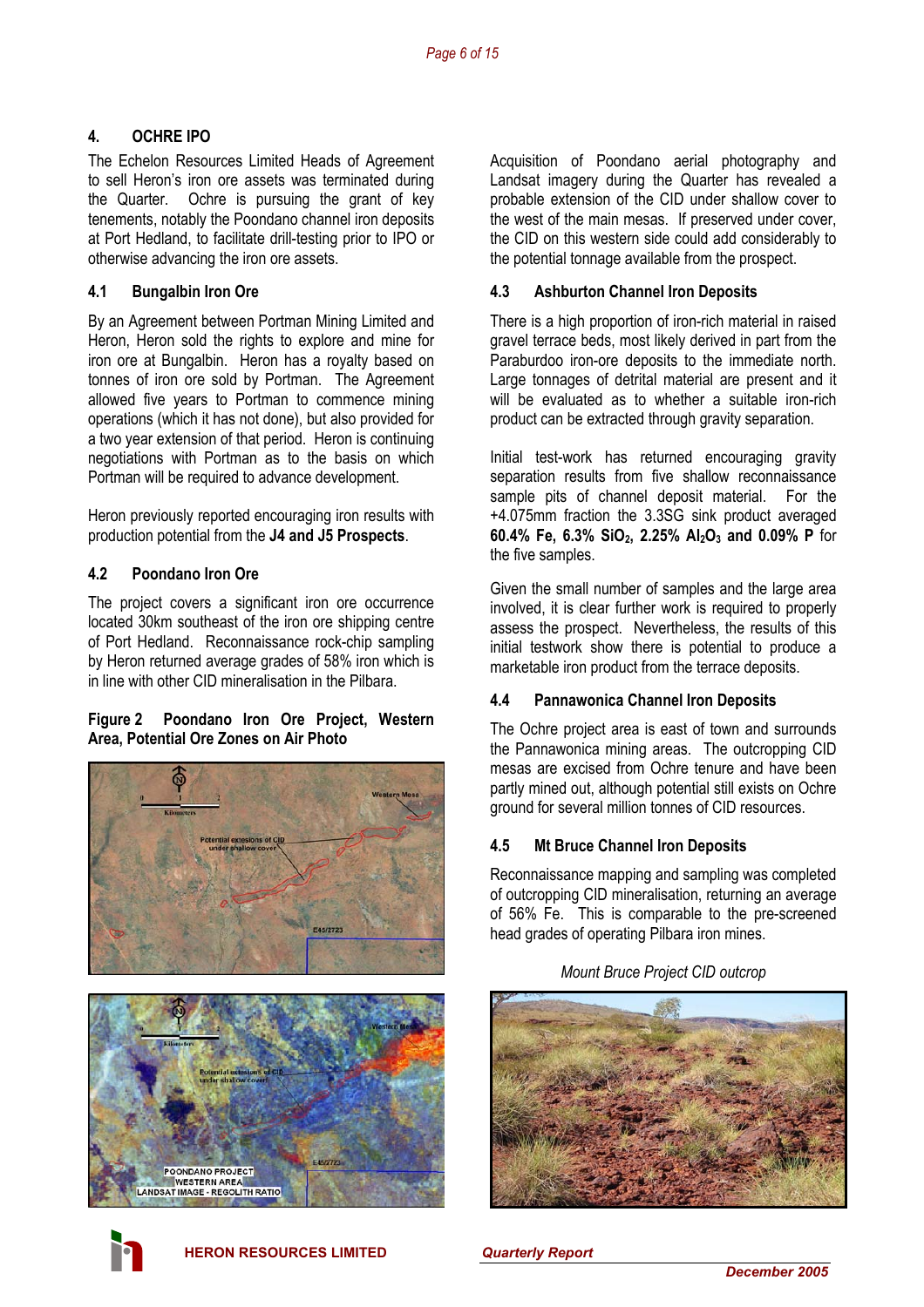## 4. OCHRE IPO

The Echelon Resources Limited Heads of Agreement to sell Heron's iron ore assets was terminated during the Quarter. Ochre is pursuing the grant of key tenements, notably the Poondano channel iron deposits at Port Hedland, to facilitate drill-testing prior to IPO or otherwise advancing the iron ore assets.

### 4.1 Bungalbin Iron Ore

By an Agreement between Portman Mining Limited and Heron, Heron sold the rights to explore and mine for iron ore at Bungalbin. Heron has a royalty based on tonnes of iron ore sold by Portman. The Agreement allowed five years to Portman to commence mining operations (which it has not done), but also provided for a two year extension of that period. Heron is continuing negotiations with Portman as to the basis on which Portman will be required to advance development.

Heron previously reported encouraging iron results with production potential from the **J4 and J5 Prospects**.

### 4.2 Poondano Iron Ore

The project covers a significant iron ore occurrence located 30km southeast of the iron ore shipping centre of Port Hedland. Reconnaissance rock-chip sampling by Heron returned average grades of 58% iron which is in line with other CID mineralisation in the Pilbara.

**Figure 2 Poondano Iron Ore Project, Western Area, Potential Ore Zones on Air Photo**

Acquisition of Poondano aerial photography and Landsat imagery during the Quarter has revealed a probable extension of the CID under shallow cover to the west of the main mesas. If preserved under cover, the CID on this western side could add considerably to the potential tonnage available from the prospect.

### 4.3 Ashburton Channel Iron Deposits

There is a high proportion of iron-rich material in raised gravel terrace beds, most likely derived in part from the Paraburdoo iron-ore deposits to the immediate north. Large tonnages of detrital material are present and it will be evaluated as to whether a suitable iron-rich product can be extracted through gravity separation.

Initial test-work has returned encouraging gravity separation results from five shallow reconnaissance sample pits of channel deposit material. For the +4.075mm fraction the 3.3SG sink product averaged **60.4% Fe, 6.3% $SiO_2$, 2.25% $Al_2O_3$ and 0.09% P** for the five samples.

Given the small number of samples and the large area involved, it is clear further work is required to properly assess the prospect. Nevertheless, the results of this initial testwork show there is potential to produce a marketable iron product from the terrace deposits.

### 4.4 Pannawonica Channel Iron Deposits

The Ochre project area is east of town and surrounds the Pannawonica mining areas. The outcropping CID mesas are excised from Ochre tenure and have been partly mined out, although potential still exists on Ochre ground for several million tonnes of CID resources.

### 4.5 Mt Bruce Channel Iron Deposits

Reconnaissance mapping and sampling was completed of outcropping CID mineralisation, returning an average of 56% Fe. This is comparable to the pre-screened head grades of operating Pilbara iron mines.

*Mount Bruce Project CID outcrop*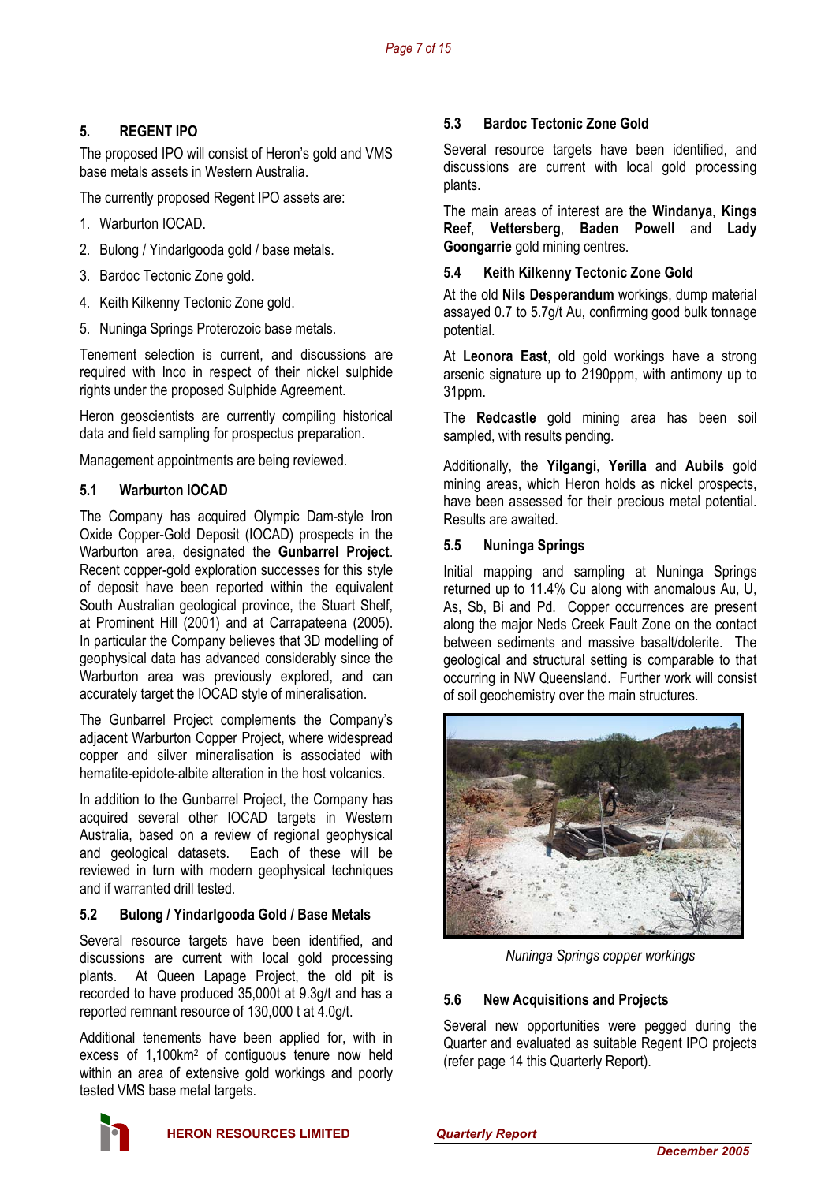## 5. REGENT IPO

The proposed IPO will consist of Heron's gold and VMS base metals assets in Western Australia.

The currently proposed Regent IPO assets are:

1. Warburton IOCAD.
2. Bulong / Yindarlgooda gold / base metals.
3. Bardoc Tectonic Zone gold.
4. Keith Kilkenny Tectonic Zone gold.
5. Nuninga Springs Proterozoic base metals.

Tenement selection is current, and discussions are required with Inco in respect of their nickel sulphide rights under the proposed Sulphide Agreement.

Heron geoscientists are currently compiling historical data and field sampling for prospectus preparation.

Management appointments are being reviewed.

### 5.1 Warburton IOCAD

The Company has acquired Olympic Dam-style Iron Oxide Copper-Gold Deposit (IOCAD) prospects in the Warburton area, designated the **Gunbarrel Project**. Recent copper-gold exploration successes for this style of deposit have been reported within the equivalent South Australian geological province, the Stuart Shelf, at Prominent Hill (2001) and at Carrapateena (2005). In particular the Company believes that 3D modelling of geophysical data has advanced considerably since the Warburton area was previously explored, and can accurately target the IOCAD style of mineralisation.

The Gunbarrel Project complements the Company's adjacent Warburton Copper Project, where widespread copper and silver mineralisation is associated with hematite-epidote-albite alteration in the host volcanics.

In addition to the Gunbarrel Project, the Company has acquired several other IOCAD targets in Western Australia, based on a review of regional geophysical and geological datasets. Each of these will be reviewed in turn with modern geophysical techniques and if warranted drill tested.

### 5.2 Bulong / Yindarlgooda Gold / Base Metals

Several resource targets have been identified, and discussions are current with local gold processing plants. At Queen Lapage Project, the old pit is recorded to have produced 35,000t at 9.3g/t and has a reported remnant resource of 130,000 t at 4.0g/t.

Additional tenements have been applied for, with in excess of 1,100km$^2$ of contiguous tenure now held within an area of extensive gold workings and poorly tested VMS base metal targets.

### 5.3 Bardoc Tectonic Zone Gold

Several resource targets have been identified, and discussions are current with local gold processing plants.

The main areas of interest are the **Windanya**, **Kings Reef**, **Vettersberg**, **Baden Powell** and **Lady Goongarrie** gold mining centres.

### 5.4 Keith Kilkenny Tectonic Zone Gold

At the old **Nils Desperandum** workings, dump material assayed 0.7 to 5.7g/t Au, confirming good bulk tonnage potential.

At **Leonora East**, old gold workings have a strong arsenic signature up to 2190ppm, with antimony up to 31ppm.

The **Redcastle** gold mining area has been soil sampled, with results pending.

Additionally, the **Yilgangi**, **Yerilla** and **Aubils** gold mining areas, which Heron holds as nickel prospects, have been assessed for their precious metal potential. Results are awaited.

### 5.5 Nuninga Springs

Initial mapping and sampling at Nuninga Springs returned up to 11.4% Cu along with anomalous Au, U, As, Sb, Bi and Pd. Copper occurrences are present along the major Neds Creek Fault Zone on the contact between sediments and massive basalt/dolerite. The geological and structural setting is comparable to that occurring in NW Queensland. Further work will consist of soil geochemistry over the main structures.

*Nuninga Springs copper workings*

### 5.6 New Acquisitions and Projects

Several new opportunities were pegged during the Quarter and evaluated as suitable Regent IPO projects (refer page 14 this Quarterly Report).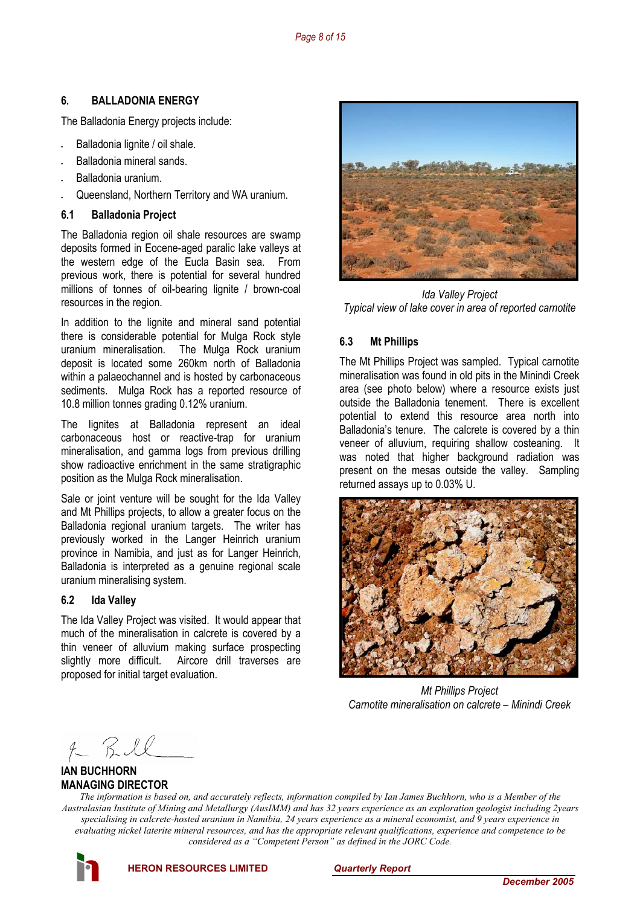## 6. BALLADONIA ENERGY

The Balladonia Energy projects include:

- Balladonia lignite / oil shale.
- Balladonia mineral sands.
- Balladonia uranium.
- Queensland, Northern Territory and WA uranium.

### 6.1 Balladonia Project

The Balladonia region oil shale resources are swamp deposits formed in Eocene-aged paralic lake valleys at the western edge of the Eucla Basin sea. From previous work, there is potential for several hundred millions of tonnes of oil-bearing lignite / brown-coal resources in the region.

In addition to the lignite and mineral sand potential there is considerable potential for Mulga Rock style uranium mineralisation. The Mulga Rock uranium deposit is located some 260km north of Balladonia within a palaeochannel and is hosted by carbonaceous sediments. Mulga Rock has a reported resource of 10.8 million tonnes grading 0.12% uranium.

The lignites at Balladonia represent an ideal carbonaceous host or reactive-trap for uranium mineralisation, and gamma logs from previous drilling show radioactive enrichment in the same stratigraphic position as the Mulga Rock mineralisation.

Sale or joint venture will be sought for the Ida Valley and Mt Phillips projects, to allow a greater focus on the Balladonia regional uranium targets. The writer has previously worked in the Langer Heinrich uranium province in Namibia, and just as for Langer Heinrich, Balladonia is interpreted as a genuine regional scale uranium mineralising system.

### 6.2 Ida Valley

The Ida Valley Project was visited. It would appear that much of the mineralisation in calcrete is covered by a thin veneer of alluvium making surface prospecting slightly more difficult. Aircore drill traverses are proposed for initial target evaluation.

*Ida Valley Project*
*Typical view of lake cover in area of reported carnotite*

### 6.3 Mt Phillips

The Mt Phillips Project was sampled. Typical carnotite mineralisation was found in old pits in the Minindi Creek area (see photo below) where a resource exists just outside the Balladonia tenement. There is excellent potential to extend this resource area north into Balladonia's tenure. The calcrete is covered by a thin veneer of alluvium, requiring shallow costeaning. It was noted that higher background radiation was present on the mesas outside the valley. Sampling returned assays up to 0.03% U.

*Mt Phillips Project*
*Carnotite mineralisation on calcrete – Minindi Creek*

**IAN BUCHHORN**
**MANAGING DIRECTOR**

*The information is based on, and accurately reflects, information compiled by Ian James Buchhorn, who is a Member of the Australasian Institute of Mining and Metallurgy (AusIMM) and has 32 years experience as an exploration geologist including 2years specialising in calcrete-hosted uranium in Namibia, 24 years experience as a mineral economist, and 9 years experience in evaluating nickel laterite mineral resources, and has the appropriate relevant qualifications, experience and competence to be considered as a "Competent Person" as defined in the JORC Code.*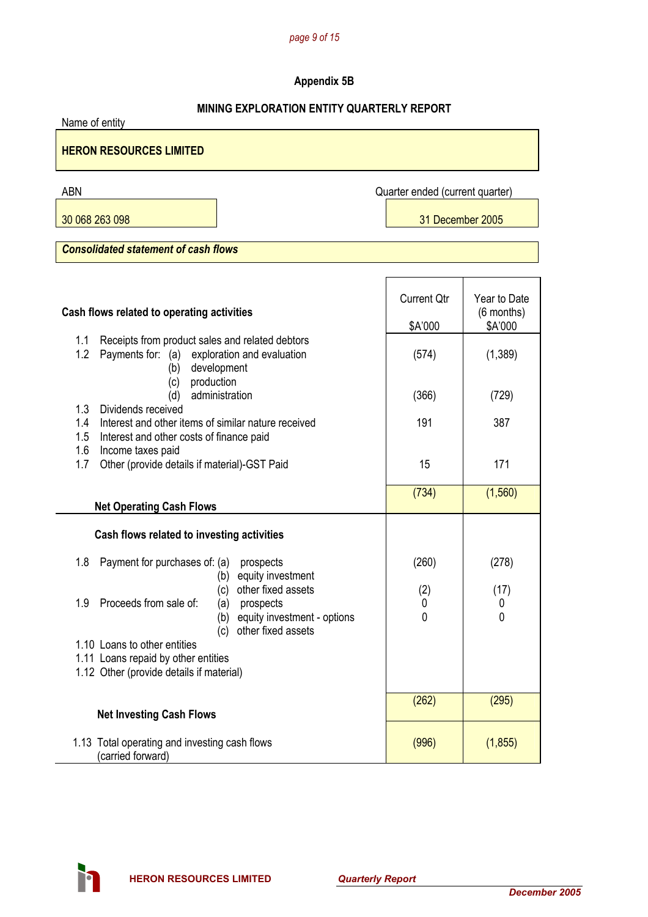## Appendix 5B

## MINING EXPLORATION ENTITY QUARTERLY REPORT

Name of entity

**HERON RESOURCES LIMITED**

| ABN | Quarter ended (current quarter) |
|---|---|
| 30 068 263 098 | 31 December 2005 |

***Consolidated statement of cash flows***

| **Cash flows related to operating activities** | Current Qtr $A'000 | Year to Date (6 months) $A'000 |
|---|---|---|
| 1.1 Receipts from product sales and related debtors | | |
| 1.2 Payments for: (a) exploration and evaluation | (574) | (1,389) |
| (b) development | | |
| (c) production | | |
| (d) administration | (366) | (729) |
| 1.3 Dividends received | | |
| 1.4 Interest and other items of similar nature received | 191 | 387 |
| 1.5 Interest and other costs of finance paid | | |
| 1.6 Income taxes paid | | |
| 1.7 Other (provide details if material)-GST Paid | 15 | 171 |
| **Net Operating Cash Flows** | (734) | (1,560) |
| **Cash flows related to investing activities** | | |
| 1.8 Payment for purchases of: (a) prospects | (260) | (278) |
| (b) equity investment | | |
| (c) other fixed assets | (2) | (17) |
| 1.9 Proceeds from sale of: (a) prospects | 0 | 0 |
| (b) equity investment - options | 0 | 0 |
| (c) other fixed assets | | |
| 1.10 Loans to other entities | | |
| 1.11 Loans repaid by other entities | | |
| 1.12 Other (provide details if material) | | |
| **Net Investing Cash Flows** | (262) | (295) |
| 1.13 Total operating and investing cash flows (carried forward) | (996) | (1,855) |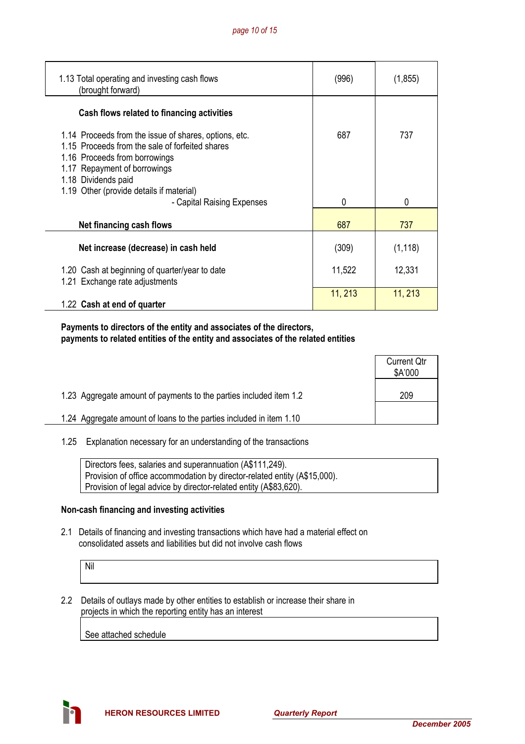| | Current Qtr | Year to date |
|---|---|---|
| 1.13 Total operating and investing cash flows (brought forward) | (996) | (1,855) |
| **Cash flows related to financing activities** | | |
| 1.14 Proceeds from the issue of shares, options, etc. | 687 | 737 |
| 1.15 Proceeds from the sale of forfeited shares | | |
| 1.16 Proceeds from borrowings | | |
| 1.17 Repayment of borrowings | | |
| 1.18 Dividends paid | | |
| 1.19 Other (provide details if material) | | |
| - Capital Raising Expenses | 0 | 0 |
| **Net financing cash flows** | 687 | 737 |
| **Net increase (decrease) in cash held** | (309) | (1,118) |
| 1.20 Cash at beginning of quarter/year to date | 11,522 | 12,331 |
| 1.21 Exchange rate adjustments | | |
| 1.22 **Cash at end of quarter** | 11, 213 | 11, 213 |

**Payments to directors of the entity and associates of the directors, payments to related entities of the entity and associates of the related entities**

| | Current Qtr $A'000 |
|---|---|
| 1.23 Aggregate amount of payments to the parties included item 1.2 | 209 |
| 1.24 Aggregate amount of loans to the parties included in item 1.10 | |

1.25 Explanation necessary for an understanding of the transactions

Directors fees, salaries and superannuation (A$111,249).
Provision of office accommodation by director-related entity (A$15,000).
Provision of legal advice by director-related entity (A$83,620).

**Non-cash financing and investing activities**

2.1 Details of financing and investing transactions which have had a material effect on consolidated assets and liabilities but did not involve cash flows

Nil

2.2 Details of outlays made by other entities to establish or increase their share in projects in which the reporting entity has an interest

See attached schedule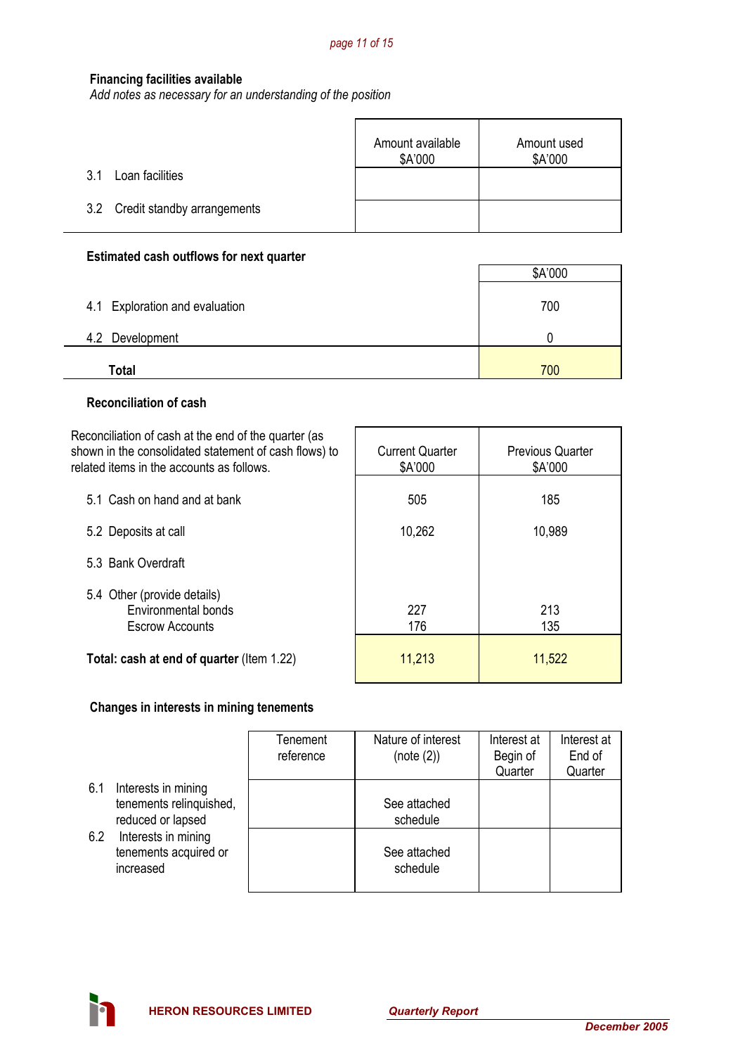**Financing facilities available**
*Add notes as necessary for an understanding of the position*

| | Amount available $A'000 | Amount used $A'000 |
|---|---|---|
| 3.1 Loan facilities | | |
| 3.2 Credit standby arrangements | | |

**Estimated cash outflows for next quarter**

| | $A'000 |
|---|---|
| 4.1 Exploration and evaluation | 700 |
| 4.2 Development | 0 |
| **Total** | 700 |

**Reconciliation of cash**

| Reconciliation of cash at the end of the quarter (as shown in the consolidated statement of cash flows) to related items in the accounts as follows. | Current Quarter $A'000 | Previous Quarter $A'000 |
|---|---|---|
| 5.1 Cash on hand and at bank | 505 | 185 |
| 5.2 Deposits at call | 10,262 | 10,989 |
| 5.3 Bank Overdraft | | |
| 5.4 Other (provide details) | | |
| Environmental bonds | 227 | 213 |
| Escrow Accounts | 176 | 135 |
| **Total: cash at end of quarter** (Item 1.22) | 11,213 | 11,522 |

**Changes in interests in mining tenements**

| | Tenement reference | Nature of interest (note (2)) | Interest at Begin of Quarter | Interest at End of Quarter |
|---|---|---|---|---|
| 6.1 Interests in mining tenements relinquished, reduced or lapsed | | See attached schedule | | |
| 6.2 Interests in mining tenements acquired or increased | | See attached schedule | | |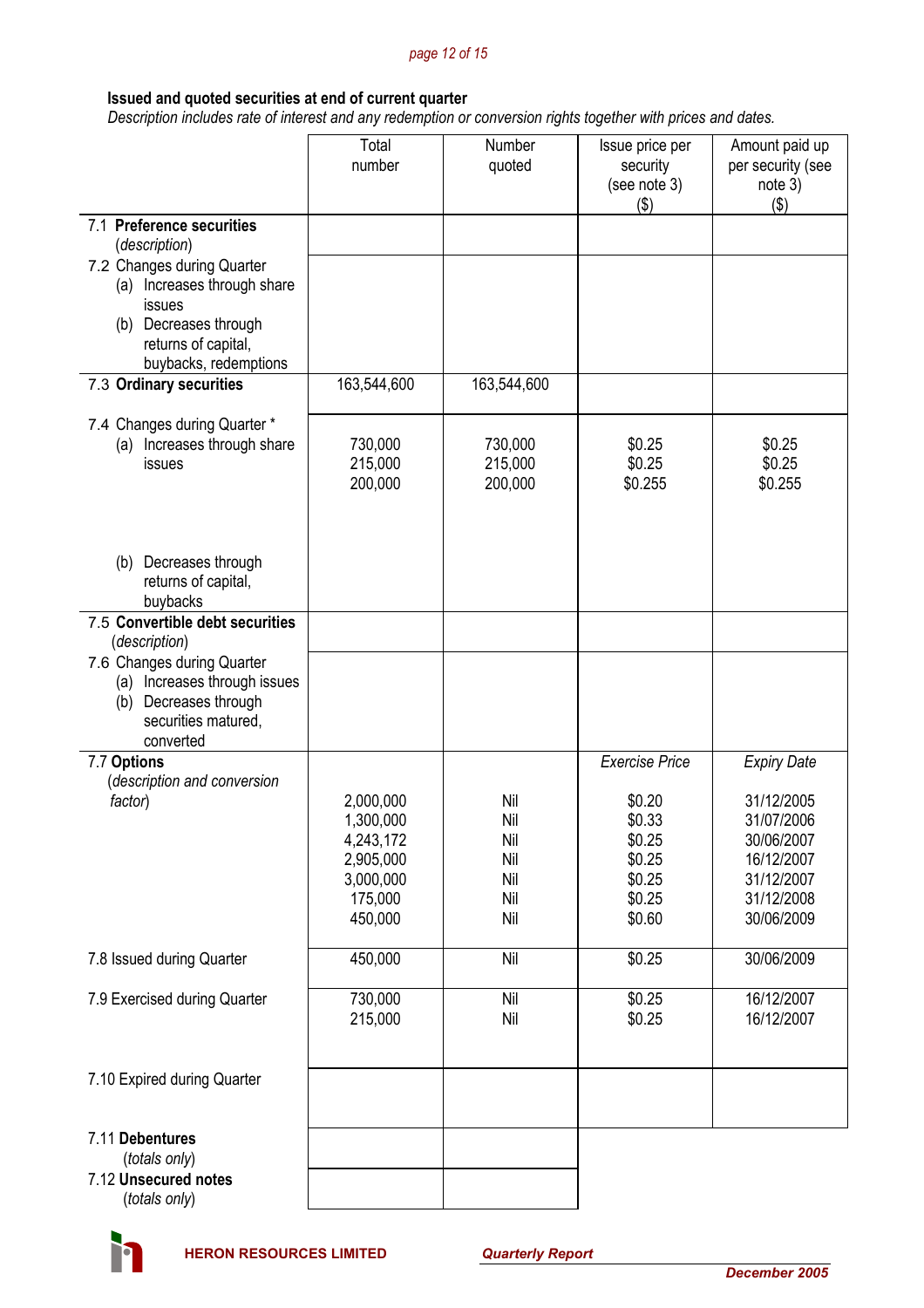### Issued and quoted securities at end of current quarter

*Description includes rate of interest and any redemption or conversion rights together with prices and dates.*

| | Total number | Number quoted | Issue price per security (see note 3) ($) | Amount paid up per security (see note 3) ($) |
|---|---|---|---|---|
| 7.1 **Preference securities** (*description*) | | | | |
| 7.2 Changes during Quarter (a) Increases through share issues (b) Decreases through returns of capital, buybacks, redemptions | | | | |
| 7.3 **Ordinary securities** | 163,544,600 | 163,544,600 | | |
| 7.4 Changes during Quarter * (a) Increases through share issues | 730,000<br>215,000<br>200,000 | 730,000<br>215,000<br>200,000 | $0.25<br>$0.25<br>$0.255 | $0.25<br>$0.25<br>$0.255 |
| (b) Decreases through returns of capital, buybacks | | | | |
| 7.5 **Convertible debt securities** (*description*) | | | | |
| 7.6 Changes during Quarter (a) Increases through issues (b) Decreases through securities matured, converted | | | | |
| 7.7 **Options** (*description and conversion factor*) | | | *Exercise Price* | *Expiry Date* |
| | 2,000,000<br>1,300,000<br>4,243,172<br>2,905,000<br>3,000,000<br>175,000<br>450,000 | Nil<br>Nil<br>Nil<br>Nil<br>Nil<br>Nil<br>Nil | $0.20<br>$0.33<br>$0.25<br>$0.25<br>$0.25<br>$0.25<br>$0.60 | 31/12/2005<br>31/07/2006<br>30/06/2007<br>16/12/2007<br>31/12/2007<br>31/12/2008<br>30/06/2009 |
| 7.8 Issued during Quarter | 450,000 | Nil | $0.25 | 30/06/2009 |
| 7.9 Exercised during Quarter | 730,000<br>215,000 | Nil<br>Nil | $0.25<br>$0.25 | 16/12/2007<br>16/12/2007 |
| 7.10 Expired during Quarter | | | | |
| 7.11 **Debentures** (*totals only*) | | | | |
| 7.12 **Unsecured notes** (*totals only*) | | | | |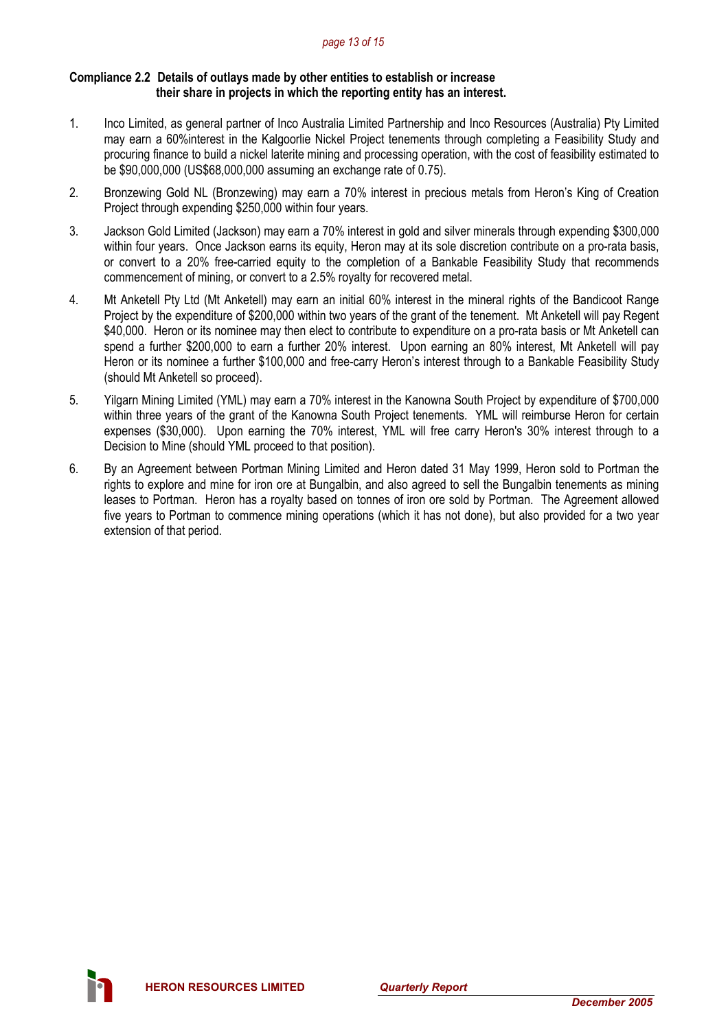**Compliance 2.2 Details of outlays made by other entities to establish or increase their share in projects in which the reporting entity has an interest.**

1. Inco Limited, as general partner of Inco Australia Limited Partnership and Inco Resources (Australia) Pty Limited may earn a 60%interest in the Kalgoorlie Nickel Project tenements through completing a Feasibility Study and procuring finance to build a nickel laterite mining and processing operation, with the cost of feasibility estimated to be $90,000,000 (US$68,000,000 assuming an exchange rate of 0.75).

2. Bronzewing Gold NL (Bronzewing) may earn a 70% interest in precious metals from Heron's King of Creation Project through expending $250,000 within four years.

3. Jackson Gold Limited (Jackson) may earn a 70% interest in gold and silver minerals through expending $300,000 within four years. Once Jackson earns its equity, Heron may at its sole discretion contribute on a pro-rata basis, or convert to a 20% free-carried equity to the completion of a Bankable Feasibility Study that recommends commencement of mining, or convert to a 2.5% royalty for recovered metal.

4. Mt Anketell Pty Ltd (Mt Anketell) may earn an initial 60% interest in the mineral rights of the Bandicoot Range Project by the expenditure of $200,000 within two years of the grant of the tenement. Mt Anketell will pay Regent $40,000. Heron or its nominee may then elect to contribute to expenditure on a pro-rata basis or Mt Anketell can spend a further $200,000 to earn a further 20% interest. Upon earning an 80% interest, Mt Anketell will pay Heron or its nominee a further $100,000 and free-carry Heron's interest through to a Bankable Feasibility Study (should Mt Anketell so proceed).

5. Yilgarn Mining Limited (YML) may earn a 70% interest in the Kanowna South Project by expenditure of $700,000 within three years of the grant of the Kanowna South Project tenements. YML will reimburse Heron for certain expenses ($30,000). Upon earning the 70% interest, YML will free carry Heron's 30% interest through to a Decision to Mine (should YML proceed to that position).

6. By an Agreement between Portman Mining Limited and Heron dated 31 May 1999, Heron sold to Portman the rights to explore and mine for iron ore at Bungalbin, and also agreed to sell the Bungalbin tenements as mining leases to Portman. Heron has a royalty based on tonnes of iron ore sold by Portman. The Agreement allowed five years to Portman to commence mining operations (which it has not done), but also provided for a two year extension of that period.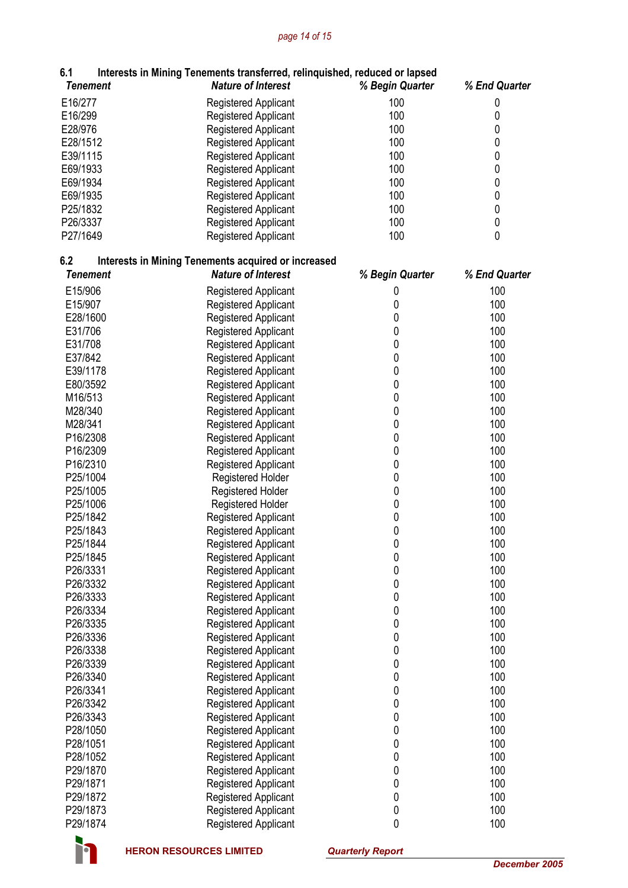### 6.1 Interests in Mining Tenements transferred, relinquished, reduced or lapsed

| *Tenement* | *Nature of Interest* | *% Begin Quarter* | *% End Quarter* |
|---|---|---|---|
| E16/277 | Registered Applicant | 100 | 0 |
| E16/299 | Registered Applicant | 100 | 0 |
| E28/976 | Registered Applicant | 100 | 0 |
| E28/1512 | Registered Applicant | 100 | 0 |
| E39/1115 | Registered Applicant | 100 | 0 |
| E69/1933 | Registered Applicant | 100 | 0 |
| E69/1934 | Registered Applicant | 100 | 0 |
| E69/1935 | Registered Applicant | 100 | 0 |
| P25/1832 | Registered Applicant | 100 | 0 |
| P26/3337 | Registered Applicant | 100 | 0 |
| P27/1649 | Registered Applicant | 100 | 0 |

### 6.2 Interests in Mining Tenements acquired or increased

| *Tenement* | *Nature of Interest* | *% Begin Quarter* | *% End Quarter* |
|---|---|---|---|
| E15/906 | Registered Applicant | 0 | 100 |
| E15/907 | Registered Applicant | 0 | 100 |
| E28/1600 | Registered Applicant | 0 | 100 |
| E31/706 | Registered Applicant | 0 | 100 |
| E31/708 | Registered Applicant | 0 | 100 |
| E37/842 | Registered Applicant | 0 | 100 |
| E39/1178 | Registered Applicant | 0 | 100 |
| E80/3592 | Registered Applicant | 0 | 100 |
| M16/513 | Registered Applicant | 0 | 100 |
| M28/340 | Registered Applicant | 0 | 100 |
| M28/341 | Registered Applicant | 0 | 100 |
| P16/2308 | Registered Applicant | 0 | 100 |
| P16/2309 | Registered Applicant | 0 | 100 |
| P16/2310 | Registered Applicant | 0 | 100 |
| P25/1004 | Registered Holder | 0 | 100 |
| P25/1005 | Registered Holder | 0 | 100 |
| P25/1006 | Registered Holder | 0 | 100 |
| P25/1842 | Registered Applicant | 0 | 100 |
| P25/1843 | Registered Applicant | 0 | 100 |
| P25/1844 | Registered Applicant | 0 | 100 |
| P25/1845 | Registered Applicant | 0 | 100 |
| P26/3331 | Registered Applicant | 0 | 100 |
| P26/3332 | Registered Applicant | 0 | 100 |
| P26/3333 | Registered Applicant | 0 | 100 |
| P26/3334 | Registered Applicant | 0 | 100 |
| P26/3335 | Registered Applicant | 0 | 100 |
| P26/3336 | Registered Applicant | 0 | 100 |
| P26/3338 | Registered Applicant | 0 | 100 |
| P26/3339 | Registered Applicant | 0 | 100 |
| P26/3340 | Registered Applicant | 0 | 100 |
| P26/3341 | Registered Applicant | 0 | 100 |
| P26/3342 | Registered Applicant | 0 | 100 |
| P26/3343 | Registered Applicant | 0 | 100 |
| P28/1050 | Registered Applicant | 0 | 100 |
| P28/1051 | Registered Applicant | 0 | 100 |
| P28/1052 | Registered Applicant | 0 | 100 |
| P29/1870 | Registered Applicant | 0 | 100 |
| P29/1871 | Registered Applicant | 0 | 100 |
| P29/1872 | Registered Applicant | 0 | 100 |
| P29/1873 | Registered Applicant | 0 | 100 |
| P29/1874 | Registered Applicant | 0 | 100 |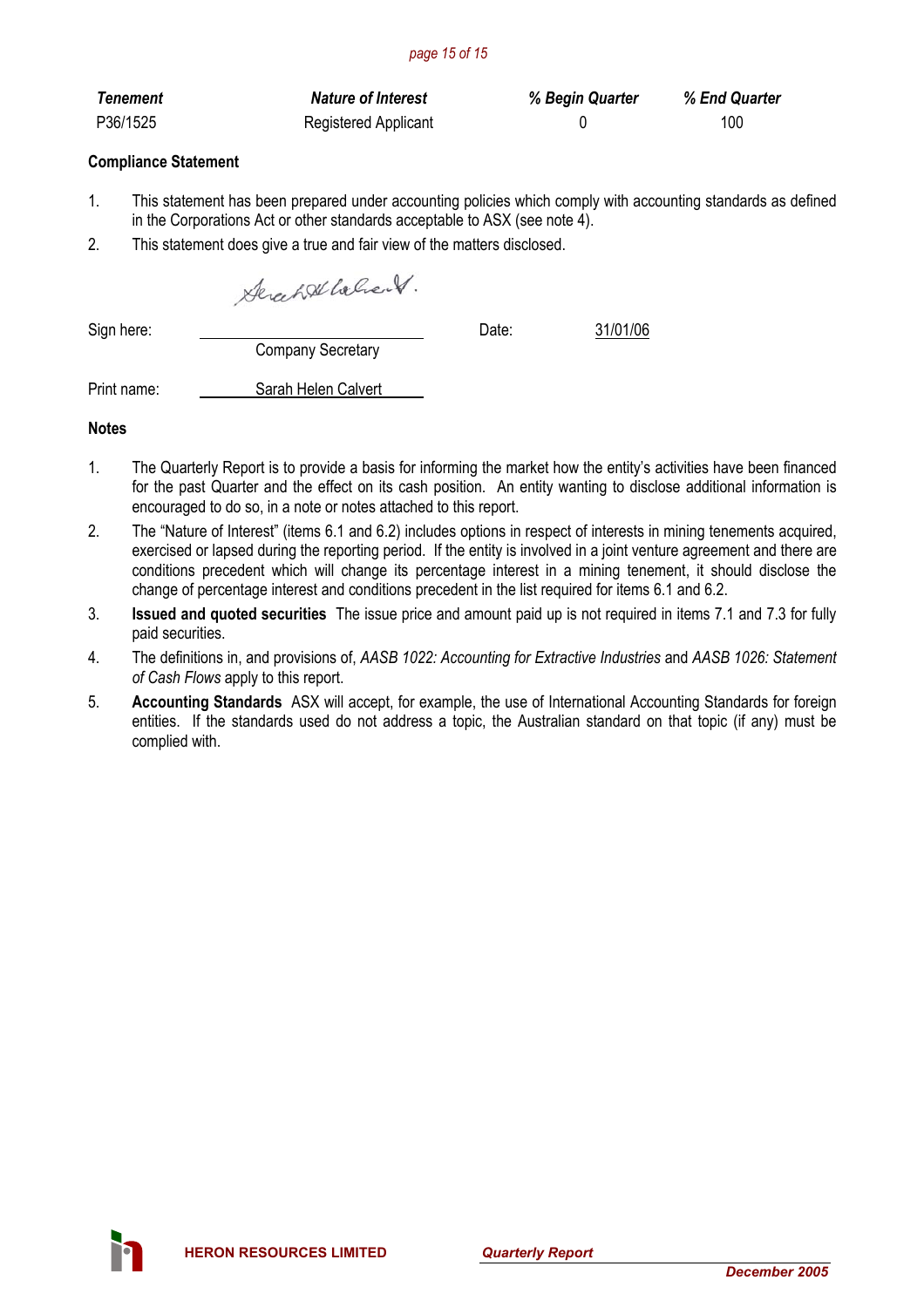| *Tenement* | *Nature of Interest* | *% Begin Quarter* | *% End Quarter* |
|---|---|---|---|
| P36/1525 | Registered Applicant | 0 | 100 |

**Compliance Statement**

1. This statement has been prepared under accounting policies which comply with accounting standards as defined in the Corporations Act or other standards acceptable to ASX (see note 4).
2. This statement does give a true and fair view of the matters disclosed.

Sign here: ______________________ Date: 31/01/06
Company Secretary

Print name: Sarah Helen Calvert

**Notes**

1. The Quarterly Report is to provide a basis for informing the market how the entity's activities have been financed for the past Quarter and the effect on its cash position. An entity wanting to disclose additional information is encouraged to do so, in a note or notes attached to this report.
2. The "Nature of Interest" (items 6.1 and 6.2) includes options in respect of interests in mining tenements acquired, exercised or lapsed during the reporting period. If the entity is involved in a joint venture agreement and there are conditions precedent which will change its percentage interest in a mining tenement, it should disclose the change of percentage interest and conditions precedent in the list required for items 6.1 and 6.2.
3. **Issued and quoted securities** The issue price and amount paid up is not required in items 7.1 and 7.3 for fully paid securities.
4. The definitions in, and provisions of, *AASB 1022: Accounting for Extractive Industries* and *AASB 1026: Statement of Cash Flows* apply to this report.
5. **Accounting Standards** ASX will accept, for example, the use of International Accounting Standards for foreign entities. If the standards used do not address a topic, the Australian standard on that topic (if any) must be complied with.